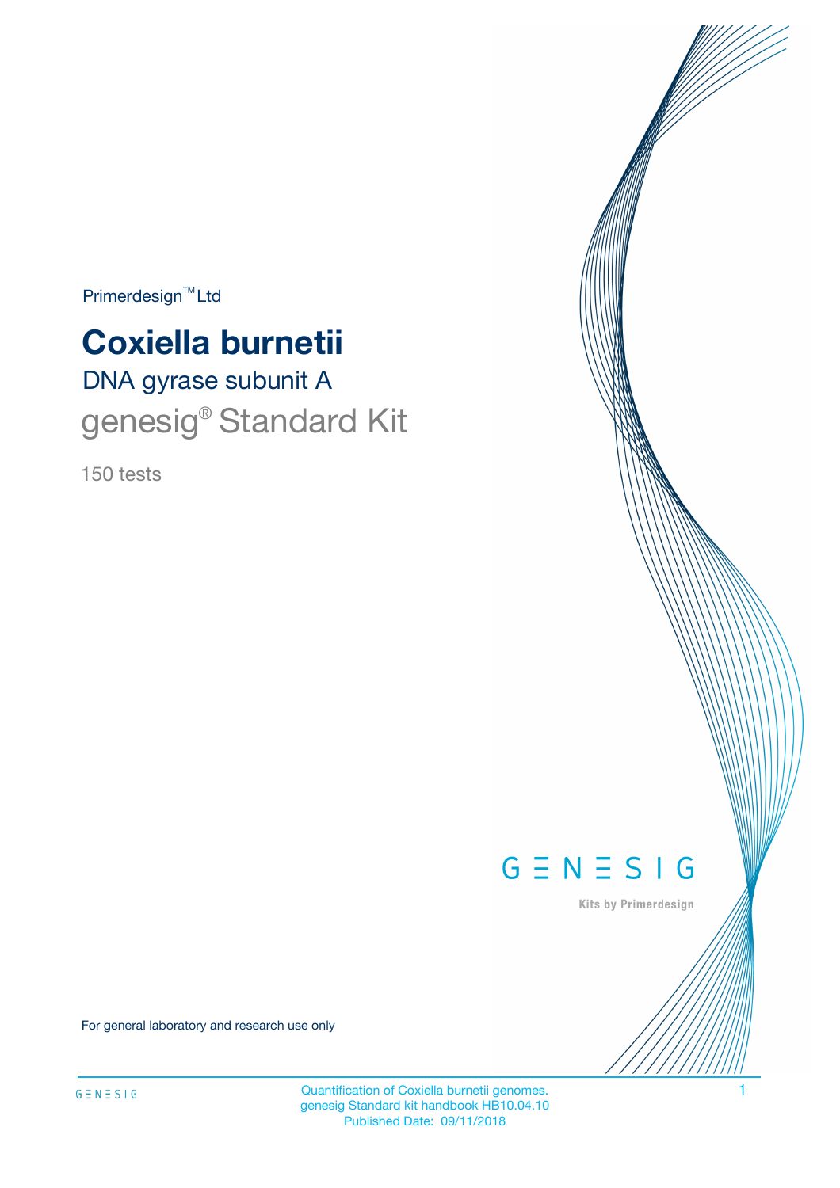Primerdesign™ Ltd

# Coxiella burnetii

## DNA gyrase subunit A

## genesig® Standard Kit

150 tests

GENESIG

Kits by Primerdesign

For general laboratory and research use only

Quantification of Coxiella burnetii genomes.
genesig Standard kit handbook HB10.04.10
Published Date: 09/11/2018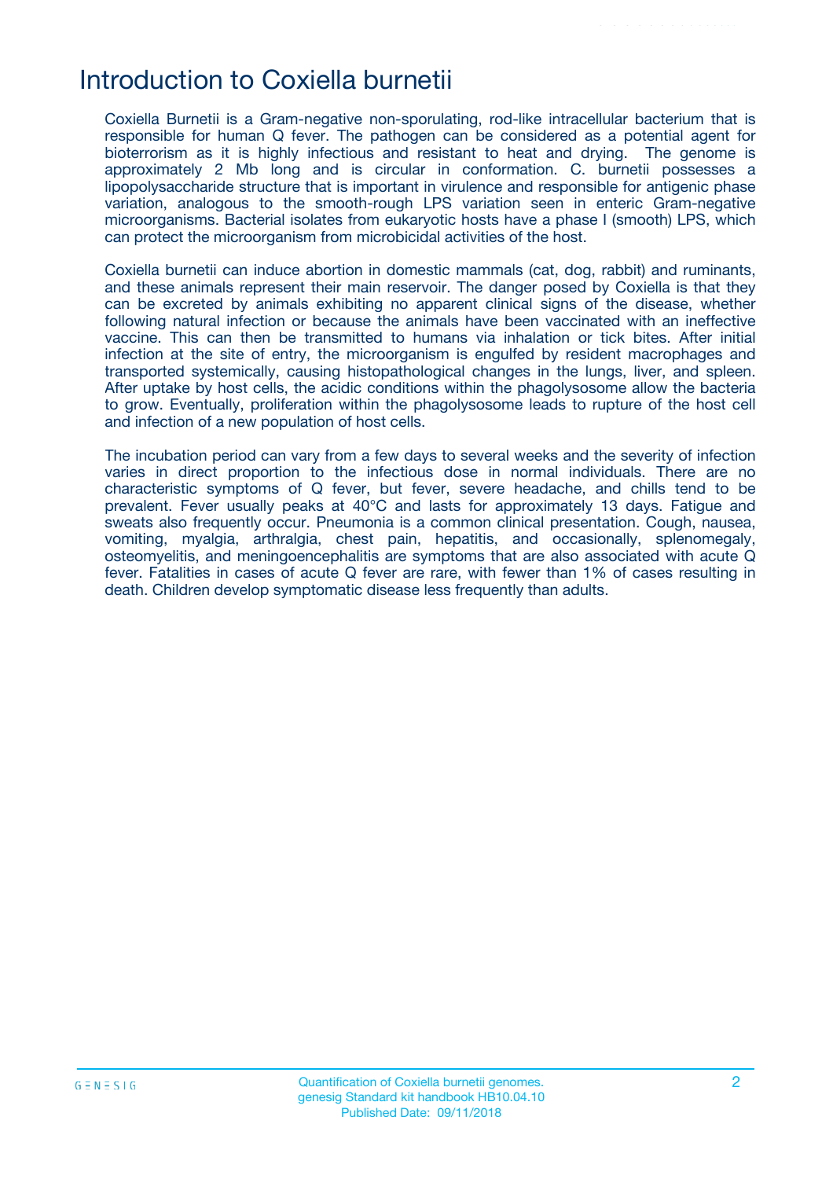# Introduction to Coxiella burnetii

Coxiella Burnetii is a Gram-negative non-sporulating, rod-like intracellular bacterium that is responsible for human Q fever. The pathogen can be considered as a potential agent for bioterrorism as it is highly infectious and resistant to heat and drying. The genome is approximately 2 Mb long and is circular in conformation. C. burnetii possesses a lipopolysaccharide structure that is important in virulence and responsible for antigenic phase variation, analogous to the smooth-rough LPS variation seen in enteric Gram-negative microorganisms. Bacterial isolates from eukaryotic hosts have a phase I (smooth) LPS, which can protect the microorganism from microbicidal activities of the host.

Coxiella burnetii can induce abortion in domestic mammals (cat, dog, rabbit) and ruminants, and these animals represent their main reservoir. The danger posed by Coxiella is that they can be excreted by animals exhibiting no apparent clinical signs of the disease, whether following natural infection or because the animals have been vaccinated with an ineffective vaccine. This can then be transmitted to humans via inhalation or tick bites. After initial infection at the site of entry, the microorganism is engulfed by resident macrophages and transported systemically, causing histopathological changes in the lungs, liver, and spleen. After uptake by host cells, the acidic conditions within the phagolysosome allow the bacteria to grow. Eventually, proliferation within the phagolysosome leads to rupture of the host cell and infection of a new population of host cells.

The incubation period can vary from a few days to several weeks and the severity of infection varies in direct proportion to the infectious dose in normal individuals. There are no characteristic symptoms of Q fever, but fever, severe headache, and chills tend to be prevalent. Fever usually peaks at 40°C and lasts for approximately 13 days. Fatigue and sweats also frequently occur. Pneumonia is a common clinical presentation. Cough, nausea, vomiting, myalgia, arthralgia, chest pain, hepatitis, and occasionally, splenomegaly, osteomyelitis, and meningoencephalitis are symptoms that are also associated with acute Q fever. Fatalities in cases of acute Q fever are rare, with fewer than 1% of cases resulting in death. Children develop symptomatic disease less frequently than adults.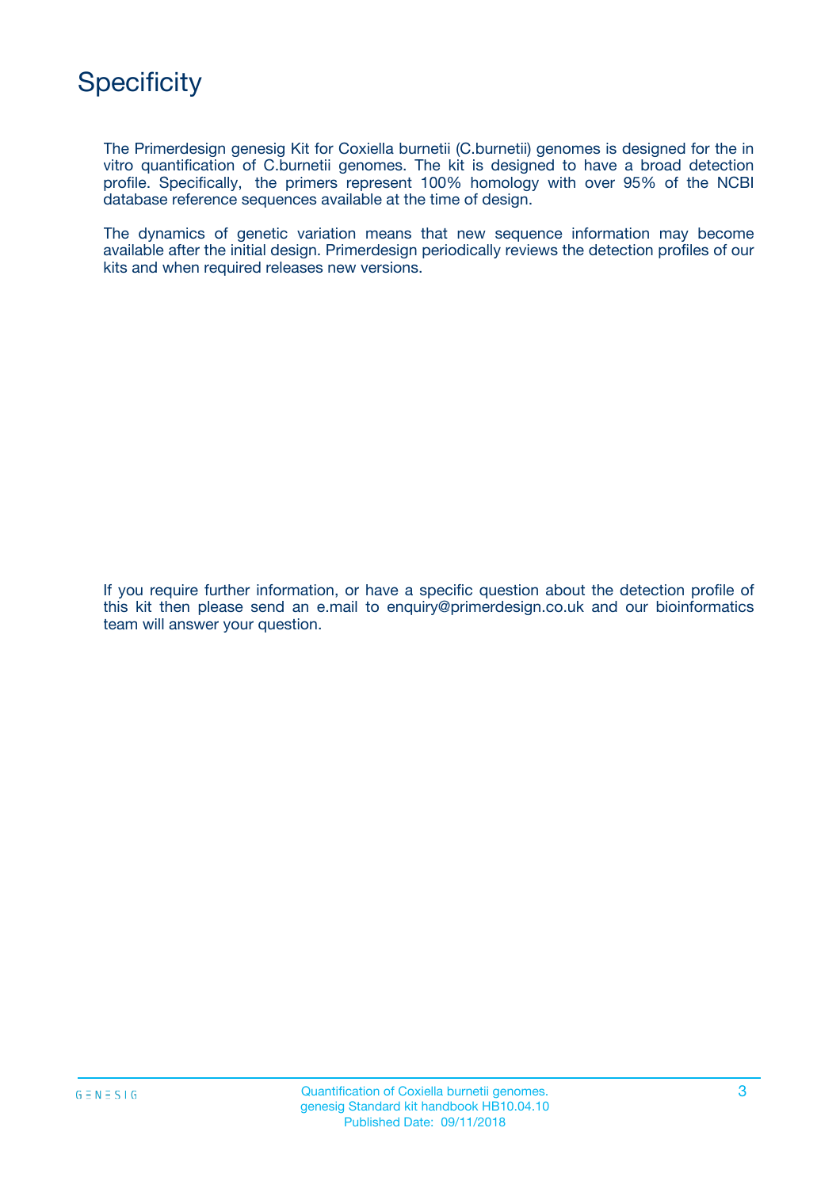# Specificity

The Primerdesign genesig Kit for Coxiella burnetii (C.burnetii) genomes is designed for the in vitro quantification of C.burnetii genomes. The kit is designed to have a broad detection profile. Specifically, the primers represent 100% homology with over 95% of the NCBI database reference sequences available at the time of design.

The dynamics of genetic variation means that new sequence information may become available after the initial design. Primerdesign periodically reviews the detection profiles of our kits and when required releases new versions.

If you require further information, or have a specific question about the detection profile of this kit then please send an e.mail to enquiry@primerdesign.co.uk and our bioinformatics team will answer your question.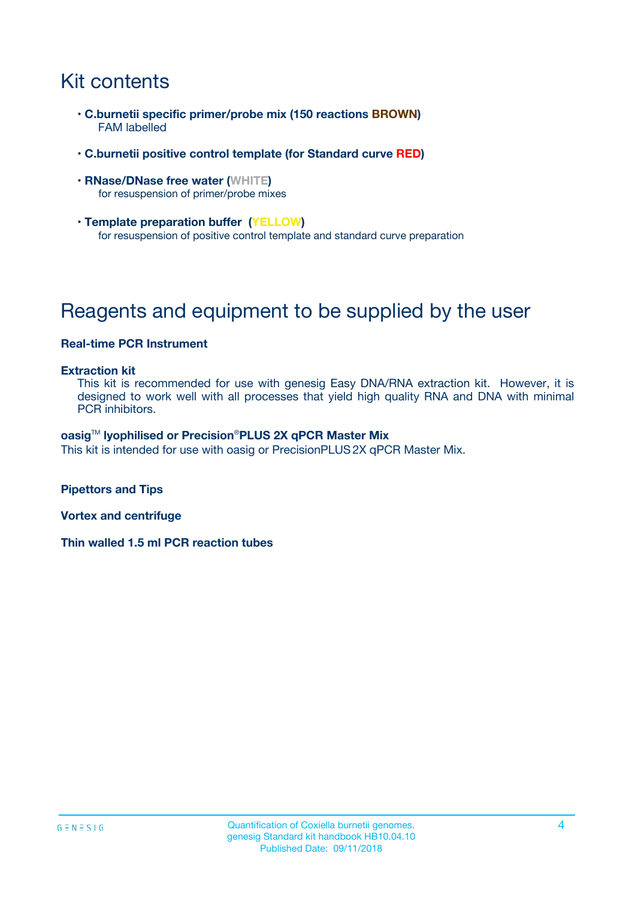# Kit contents

- **C.burnetii specific primer/probe mix (150 reactions BROWN)**
  FAM labelled
- **C.burnetii positive control template (for Standard curve RED)**
- **RNase/DNase free water (WHITE)**
  for resuspension of primer/probe mixes
- **Template preparation buffer (YELLOW)**
  for resuspension of positive control template and standard curve preparation

# Reagents and equipment to be supplied by the user

**Real-time PCR Instrument**

**Extraction kit**

This kit is recommended for use with genesig Easy DNA/RNA extraction kit. However, it is designed to work well with all processes that yield high quality RNA and DNA with minimal PCR inhibitors.

**oasig™ lyophilised or Precision®PLUS 2X qPCR Master Mix**

This kit is intended for use with oasig or PrecisionPLUS 2X qPCR Master Mix.

**Pipettors and Tips**

**Vortex and centrifuge**

**Thin walled 1.5 ml PCR reaction tubes**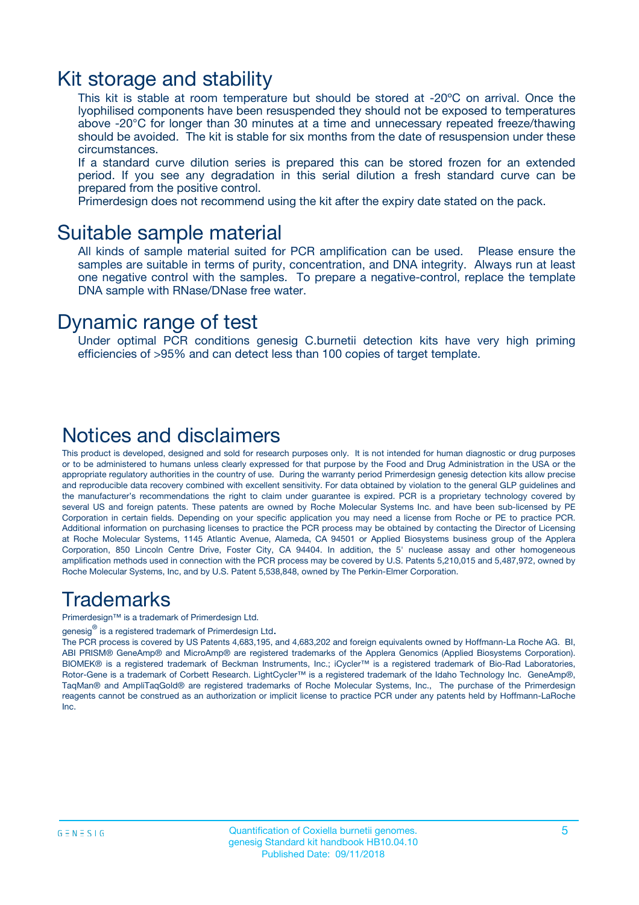## Kit storage and stability

This kit is stable at room temperature but should be stored at -20ºC on arrival. Once the lyophilised components have been resuspended they should not be exposed to temperatures above -20°C for longer than 30 minutes at a time and unnecessary repeated freeze/thawing should be avoided. The kit is stable for six months from the date of resuspension under these circumstances.

If a standard curve dilution series is prepared this can be stored frozen for an extended period. If you see any degradation in this serial dilution a fresh standard curve can be prepared from the positive control.

Primerdesign does not recommend using the kit after the expiry date stated on the pack.

## Suitable sample material

All kinds of sample material suited for PCR amplification can be used. Please ensure the samples are suitable in terms of purity, concentration, and DNA integrity. Always run at least one negative control with the samples. To prepare a negative-control, replace the template DNA sample with RNase/DNase free water.

## Dynamic range of test

Under optimal PCR conditions genesig C.burnetii detection kits have very high priming efficiencies of >95% and can detect less than 100 copies of target template.

## Notices and disclaimers

This product is developed, designed and sold for research purposes only. It is not intended for human diagnostic or drug purposes or to be administered to humans unless clearly expressed for that purpose by the Food and Drug Administration in the USA or the appropriate regulatory authorities in the country of use. During the warranty period Primerdesign genesig detection kits allow precise and reproducible data recovery combined with excellent sensitivity. For data obtained by violation to the general GLP guidelines and the manufacturer's recommendations the right to claim under guarantee is expired. PCR is a proprietary technology covered by several US and foreign patents. These patents are owned by Roche Molecular Systems Inc. and have been sub-licensed by PE Corporation in certain fields. Depending on your specific application you may need a license from Roche or PE to practice PCR. Additional information on purchasing licenses to practice the PCR process may be obtained by contacting the Director of Licensing at Roche Molecular Systems, 1145 Atlantic Avenue, Alameda, CA 94501 or Applied Biosystems business group of the Applera Corporation, 850 Lincoln Centre Drive, Foster City, CA 94404. In addition, the 5' nuclease assay and other homogeneous amplification methods used in connection with the PCR process may be covered by U.S. Patents 5,210,015 and 5,487,972, owned by Roche Molecular Systems, Inc, and by U.S. Patent 5,538,848, owned by The Perkin-Elmer Corporation.

## Trademarks

Primerdesign™ is a trademark of Primerdesign Ltd.

genesig® is a registered trademark of Primerdesign Ltd.

The PCR process is covered by US Patents 4,683,195, and 4,683,202 and foreign equivalents owned by Hoffmann-La Roche AG. BI, ABI PRISM® GeneAmp® and MicroAmp® are registered trademarks of the Applera Genomics (Applied Biosystems Corporation). BIOMEK® is a registered trademark of Beckman Instruments, Inc.; iCycler™ is a registered trademark of Bio-Rad Laboratories, Rotor-Gene is a trademark of Corbett Research. LightCycler™ is a registered trademark of the Idaho Technology Inc. GeneAmp®, TaqMan® and AmpliTaqGold® are registered trademarks of Roche Molecular Systems, Inc., The purchase of the Primerdesign reagents cannot be construed as an authorization or implicit license to practice PCR under any patents held by Hoffmann-LaRoche Inc.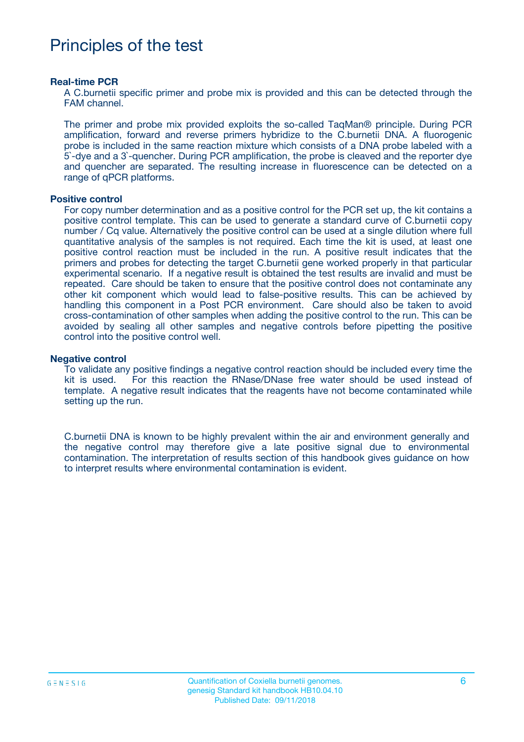# Principles of the test

**Real-time PCR**

A C.burnetii specific primer and probe mix is provided and this can be detected through the FAM channel.

The primer and probe mix provided exploits the so-called TaqMan® principle. During PCR amplification, forward and reverse primers hybridize to the C.burnetii DNA. A fluorogenic probe is included in the same reaction mixture which consists of a DNA probe labeled with a 5`-dye and a 3`-quencher. During PCR amplification, the probe is cleaved and the reporter dye and quencher are separated. The resulting increase in fluorescence can be detected on a range of qPCR platforms.

**Positive control**

For copy number determination and as a positive control for the PCR set up, the kit contains a positive control template. This can be used to generate a standard curve of C.burnetii copy number / Cq value. Alternatively the positive control can be used at a single dilution where full quantitative analysis of the samples is not required. Each time the kit is used, at least one positive control reaction must be included in the run. A positive result indicates that the primers and probes for detecting the target C.burnetii gene worked properly in that particular experimental scenario. If a negative result is obtained the test results are invalid and must be repeated. Care should be taken to ensure that the positive control does not contaminate any other kit component which would lead to false-positive results. This can be achieved by handling this component in a Post PCR environment. Care should also be taken to avoid cross-contamination of other samples when adding the positive control to the run. This can be avoided by sealing all other samples and negative controls before pipetting the positive control into the positive control well.

**Negative control**

To validate any positive findings a negative control reaction should be included every time the kit is used. For this reaction the RNase/DNase free water should be used instead of template. A negative result indicates that the reagents have not become contaminated while setting up the run.

C.burnetii DNA is known to be highly prevalent within the air and environment generally and the negative control may therefore give a late positive signal due to environmental contamination. The interpretation of results section of this handbook gives guidance on how to interpret results where environmental contamination is evident.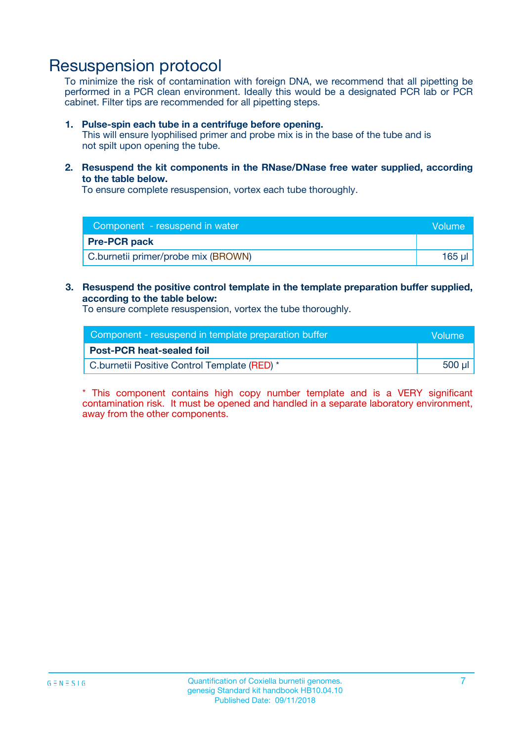# Resuspension protocol

To minimize the risk of contamination with foreign DNA, we recommend that all pipetting be performed in a PCR clean environment. Ideally this would be a designated PCR lab or PCR cabinet. Filter tips are recommended for all pipetting steps.

1. **Pulse-spin each tube in a centrifuge before opening.**
   This will ensure lyophilised primer and probe mix is in the base of the tube and is not spilt upon opening the tube.

2. **Resuspend the kit components in the RNase/DNase free water supplied, according to the table below.**
   To ensure complete resuspension, vortex each tube thoroughly.

| Component - resuspend in water | Volume |
| --- | --- |
| **Pre-PCR pack** | |
| C.burnetii primer/probe mix (BROWN) | 165 µl |

3. **Resuspend the positive control template in the template preparation buffer supplied, according to the table below:**
   To ensure complete resuspension, vortex the tube thoroughly.

| Component - resuspend in template preparation buffer | Volume |
| --- | --- |
| **Post-PCR heat-sealed foil** | |
| C.burnetii Positive Control Template (RED) * | 500 µl |

* This component contains high copy number template and is a VERY significant contamination risk. It must be opened and handled in a separate laboratory environment, away from the other components.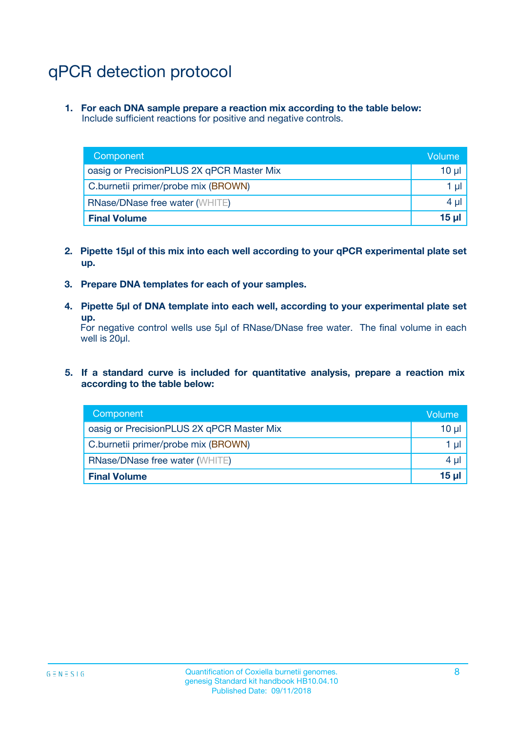# qPCR detection protocol

1. **For each DNA sample prepare a reaction mix according to the table below:**
   Include sufficient reactions for positive and negative controls.

| Component | Volume |
|---|---|
| oasig or PrecisionPLUS 2X qPCR Master Mix | 10 µl |
| C.burnetii primer/probe mix (BROWN) | 1 µl |
| RNase/DNase free water (WHITE) | 4 µl |
| **Final Volume** | **15 µl** |

2. **Pipette 15µl of this mix into each well according to your qPCR experimental plate set up.**

3. **Prepare DNA templates for each of your samples.**

4. **Pipette 5µl of DNA template into each well, according to your experimental plate set up.**
   For negative control wells use 5µl of RNase/DNase free water. The final volume in each well is 20µl.

5. **If a standard curve is included for quantitative analysis, prepare a reaction mix according to the table below:**

| Component | Volume |
|---|---|
| oasig or PrecisionPLUS 2X qPCR Master Mix | 10 µl |
| C.burnetii primer/probe mix (BROWN) | 1 µl |
| RNase/DNase free water (WHITE) | 4 µl |
| **Final Volume** | **15 µl** |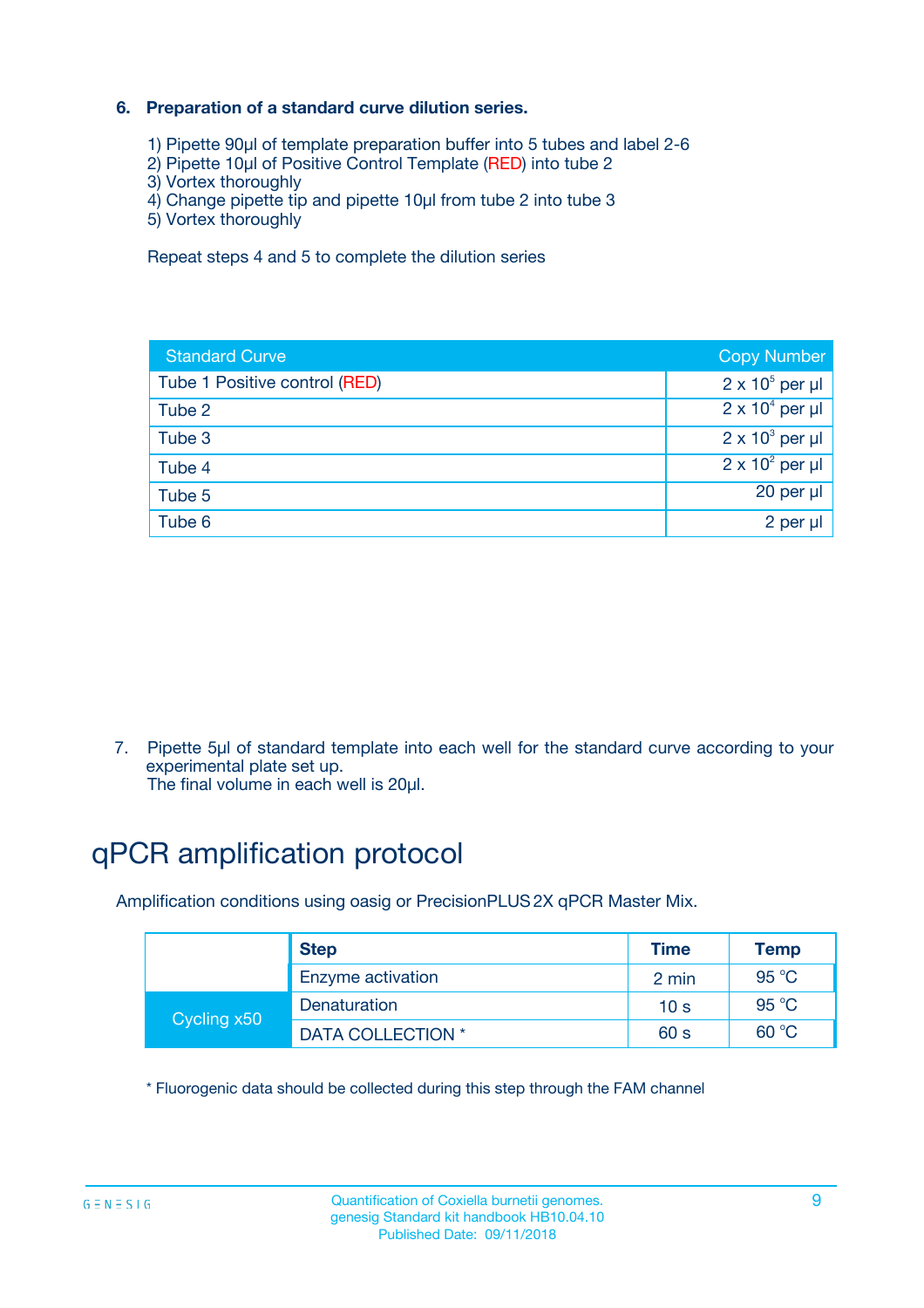### 6. Preparation of a standard curve dilution series.

1) Pipette 90µl of template preparation buffer into 5 tubes and label 2-6
2) Pipette 10µl of Positive Control Template (RED) into tube 2
3) Vortex thoroughly
4) Change pipette tip and pipette 10µl from tube 2 into tube 3
5) Vortex thoroughly

Repeat steps 4 and 5 to complete the dilution series

| Standard Curve | Copy Number |
|---|---|
| Tube 1 Positive control (RED) | $2 \times 10^5$ per µl |
| Tube 2 | $2 \times 10^4$ per µl |
| Tube 3 | $2 \times 10^3$ per µl |
| Tube 4 | $2 \times 10^2$ per µl |
| Tube 5 | 20 per µl |
| Tube 6 | 2 per µl |

7. Pipette 5µl of standard template into each well for the standard curve according to your experimental plate set up.
   The final volume in each well is 20µl.

# qPCR amplification protocol

Amplification conditions using oasig or PrecisionPLUS 2X qPCR Master Mix.

| | Step | Time | Temp |
|---|---|---|---|
| | Enzyme activation | 2 min | 95 °C |
| Cycling x50 | Denaturation | 10 s | 95 °C |
| | DATA COLLECTION * | 60 s | 60 °C |

\* Fluorogenic data should be collected during this step through the FAM channel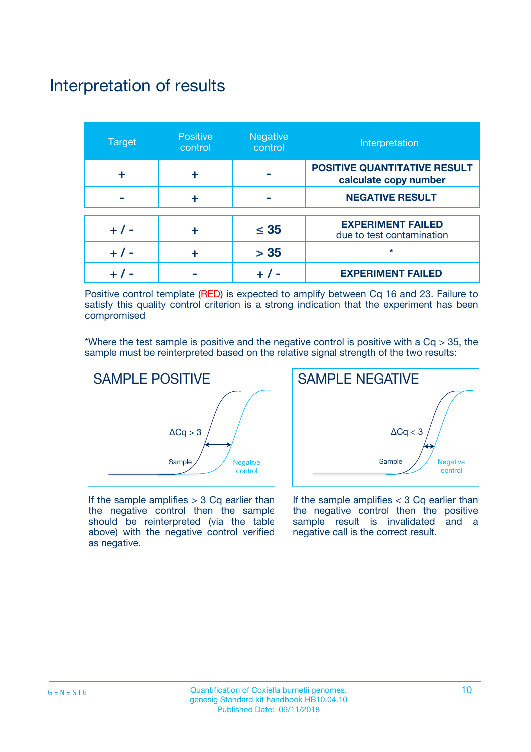# Interpretation of results

| Target | Positive control | Negative control | Interpretation |
|---|---|---|---|
| + | + | - | **POSITIVE QUANTITATIVE RESULT calculate copy number** |
| - | + | - | **NEGATIVE RESULT** |
| + / - | + | ≤ 35 | **EXPERIMENT FAILED** due to test contamination |
| + / - | + | > 35 | * |
| + / - | - | + / - | **EXPERIMENT FAILED** |

Positive control template (RED) is expected to amplify between Cq 16 and 23. Failure to satisfy this quality control criterion is a strong indication that the experiment has been compromised

*Where the test sample is positive and the negative control is positive with a Cq > 35, the sample must be reinterpreted based on the relative signal strength of the two results:

SAMPLE POSITIVE

ΔCq > 3

Sample

Negative control

If the sample amplifies > 3 Cq earlier than the negative control then the sample should be reinterpreted (via the table above) with the negative control verified as negative.

SAMPLE NEGATIVE

ΔCq < 3

Sample

Negative control

If the sample amplifies < 3 Cq earlier than the negative control then the positive sample result is invalidated and a negative call is the correct result.